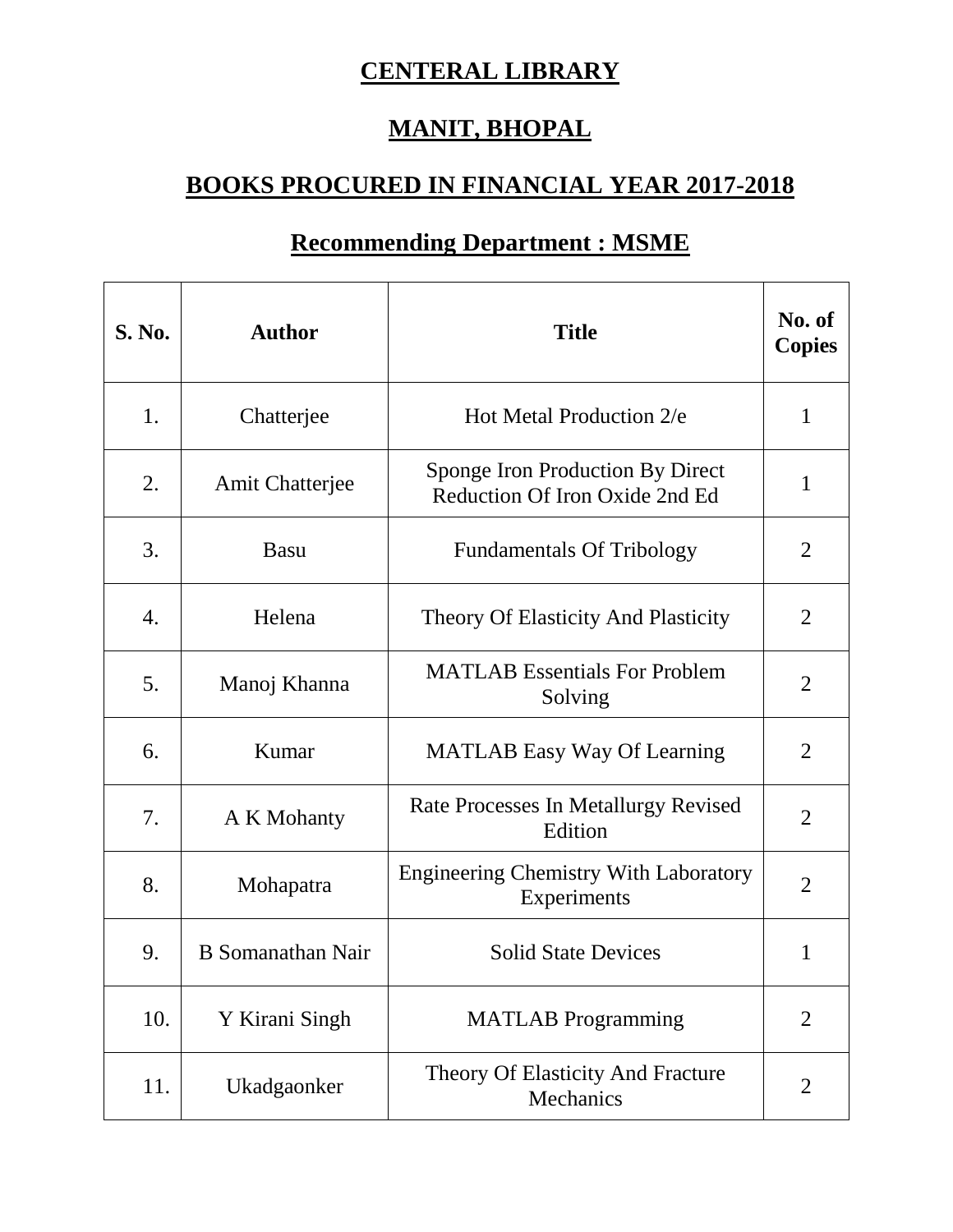# CENTERAL LIBRARY

# MANIT, BHOPAL

## BOOKS PROCURED IN FINANCIAL YEAR 2017-2018

## Recommending Department : MSME

| S. No. | Author | Title | No. of Copies |
|---|---|---|---|
| 1. | Chatterjee | Hot Metal Production 2/e | 1 |
| 2. | Amit Chatterjee | Sponge Iron Production By Direct Reduction Of Iron Oxide 2nd Ed | 1 |
| 3. | Basu | Fundamentals Of Tribology | 2 |
| 4. | Helena | Theory Of Elasticity And Plasticity | 2 |
| 5. | Manoj Khanna | MATLAB Essentials For Problem Solving | 2 |
| 6. | Kumar | MATLAB Easy Way Of Learning | 2 |
| 7. | A K Mohanty | Rate Processes In Metallurgy Revised Edition | 2 |
| 8. | Mohapatra | Engineering Chemistry With Laboratory Experiments | 2 |
| 9. | B Somanathan Nair | Solid State Devices | 1 |
| 10. | Y Kirani Singh | MATLAB Programming | 2 |
| 11. | Ukadgaonker | Theory Of Elasticity And Fracture Mechanics | 2 |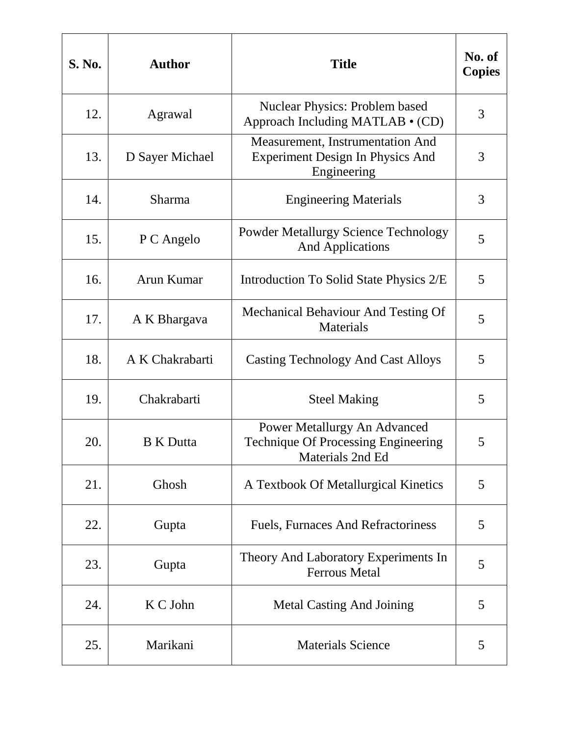| S. No. | Author | Title | No. of Copies |
|---|---|---|---|
| 12. | Agrawal | Nuclear Physics: Problem based Approach Including MATLAB • (CD) | 3 |
| 13. | D Sayer Michael | Measurement, Instrumentation And Experiment Design In Physics And Engineering | 3 |
| 14. | Sharma | Engineering Materials | 3 |
| 15. | P C Angelo | Powder Metallurgy Science Technology And Applications | 5 |
| 16. | Arun Kumar | Introduction To Solid State Physics 2/E | 5 |
| 17. | A K Bhargava | Mechanical Behaviour And Testing Of Materials | 5 |
| 18. | A K Chakrabarti | Casting Technology And Cast Alloys | 5 |
| 19. | Chakrabarti | Steel Making | 5 |
| 20. | B K Dutta | Power Metallurgy An Advanced Technique Of Processing Engineering Materials 2nd Ed | 5 |
| 21. | Ghosh | A Textbook Of Metallurgical Kinetics | 5 |
| 22. | Gupta | Fuels, Furnaces And Refractoriness | 5 |
| 23. | Gupta | Theory And Laboratory Experiments In Ferrous Metal | 5 |
| 24. | K C John | Metal Casting And Joining | 5 |
| 25. | Marikani | Materials Science | 5 |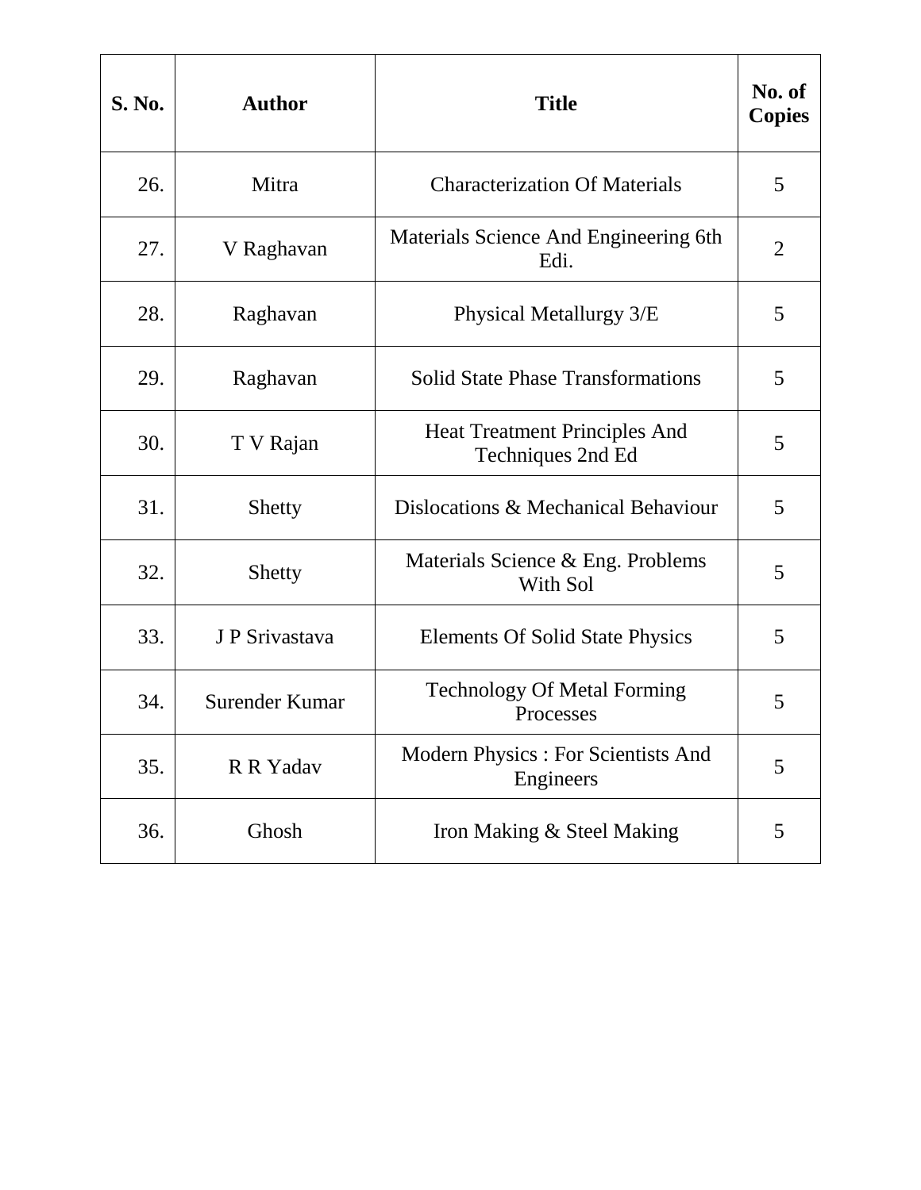| S. No. | Author | Title | No. of Copies |
|---|---|---|---|
| 26. | Mitra | Characterization Of Materials | 5 |
| 27. | V Raghavan | Materials Science And Engineering 6th Edi. | 2 |
| 28. | Raghavan | Physical Metallurgy 3/E | 5 |
| 29. | Raghavan | Solid State Phase Transformations | 5 |
| 30. | T V Rajan | Heat Treatment Principles And Techniques 2nd Ed | 5 |
| 31. | Shetty | Dislocations & Mechanical Behaviour | 5 |
| 32. | Shetty | Materials Science & Eng. Problems With Sol | 5 |
| 33. | J P Srivastava | Elements Of Solid State Physics | 5 |
| 34. | Surender Kumar | Technology Of Metal Forming Processes | 5 |
| 35. | R R Yadav | Modern Physics : For Scientists And Engineers | 5 |
| 36. | Ghosh | Iron Making & Steel Making | 5 |